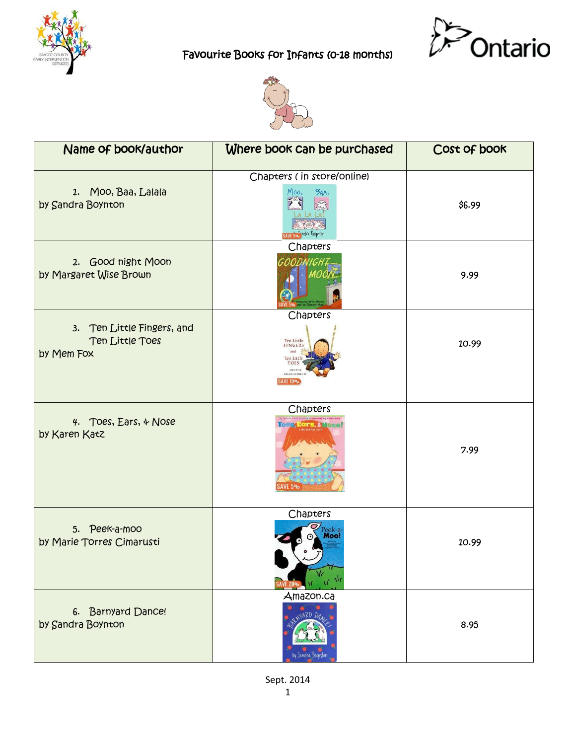# Favourite Books for Infants (0-18 months)

| Name of book/author | Where book can be purchased | Cost of book |
|---|---|---|
| 1. Moo, Baa, Lalala by Sandra Boynton | Chapters ( in store/online) | $6.99 |
| 2. Good night Moon by Margaret Wise Brown | Chapters | 9.99 |
| 3. Ten Little Fingers, and Ten Little Toes by Mem Fox | Chapters | 10.99 |
| 4. Toes, Ears, & Nose by Karen Katz | Chapters | 7.99 |
| 5. Peek-a-moo by Marie Torres Cimarusti | Chapters | 10.99 |
| 6. Barnyard Dance! by Sandra Boynton | Amazon.ca | 8.95 |

Sept. 2014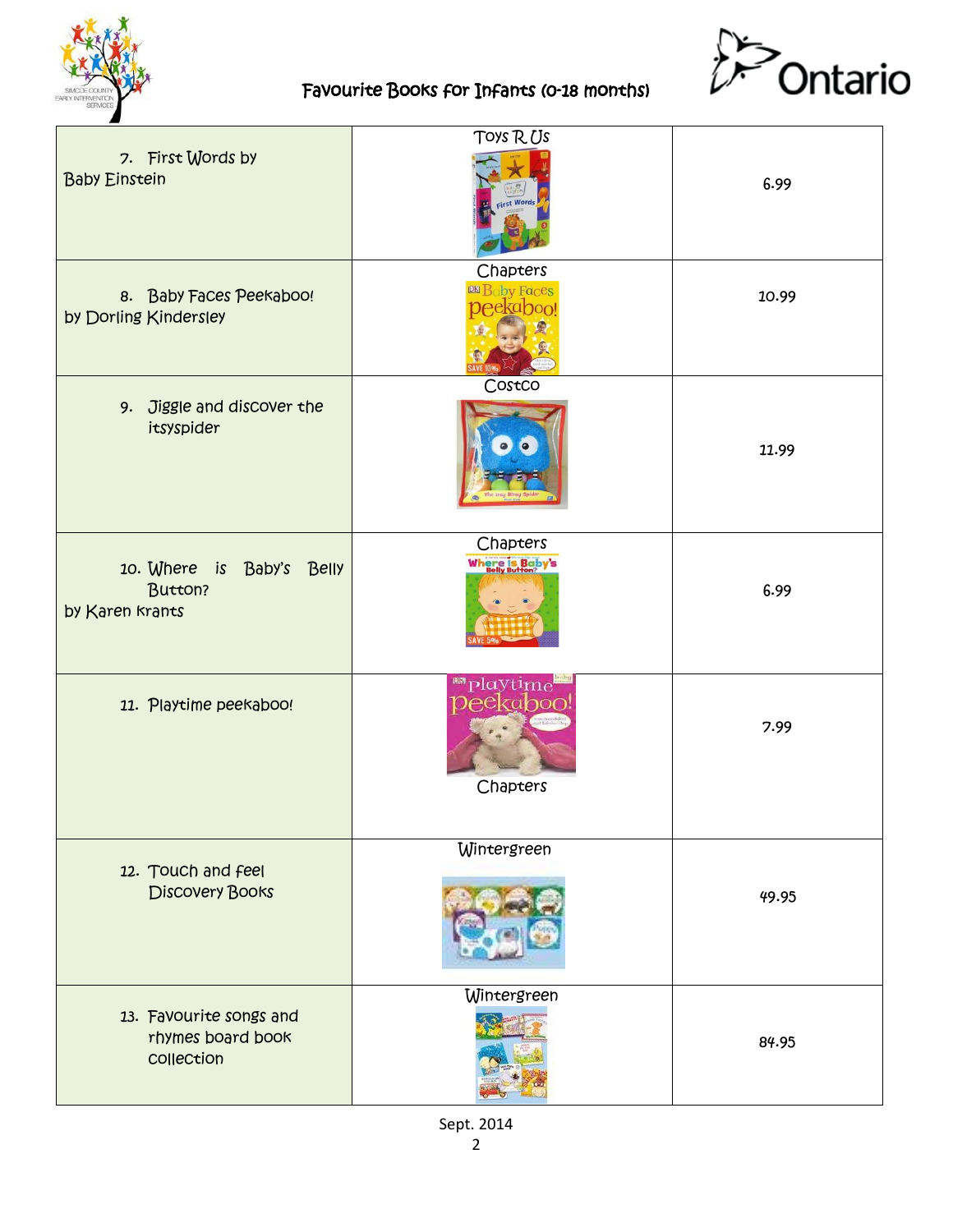## Favourite Books for Infants (0-18 months)

| | | |
|---|---|---|
| 7. First Words by Baby Einstein | Toys R Us | 6.99 |
| 8. Baby Faces Peekaboo! by Dorling Kindersley | Chapters | 10.99 |
| 9. Jiggle and discover the itsyspider | Costco | 11.99 |
| 10. Where is Baby's Belly Button? by Karen krants | Chapters | 6.99 |
| 11. Playtime peekaboo! | Chapters | 7.99 |
| 12. Touch and feel Discovery Books | Wintergreen | 49.95 |
| 13. Favourite songs and rhymes board book collection | Wintergreen | 84.95 |

Sept. 2014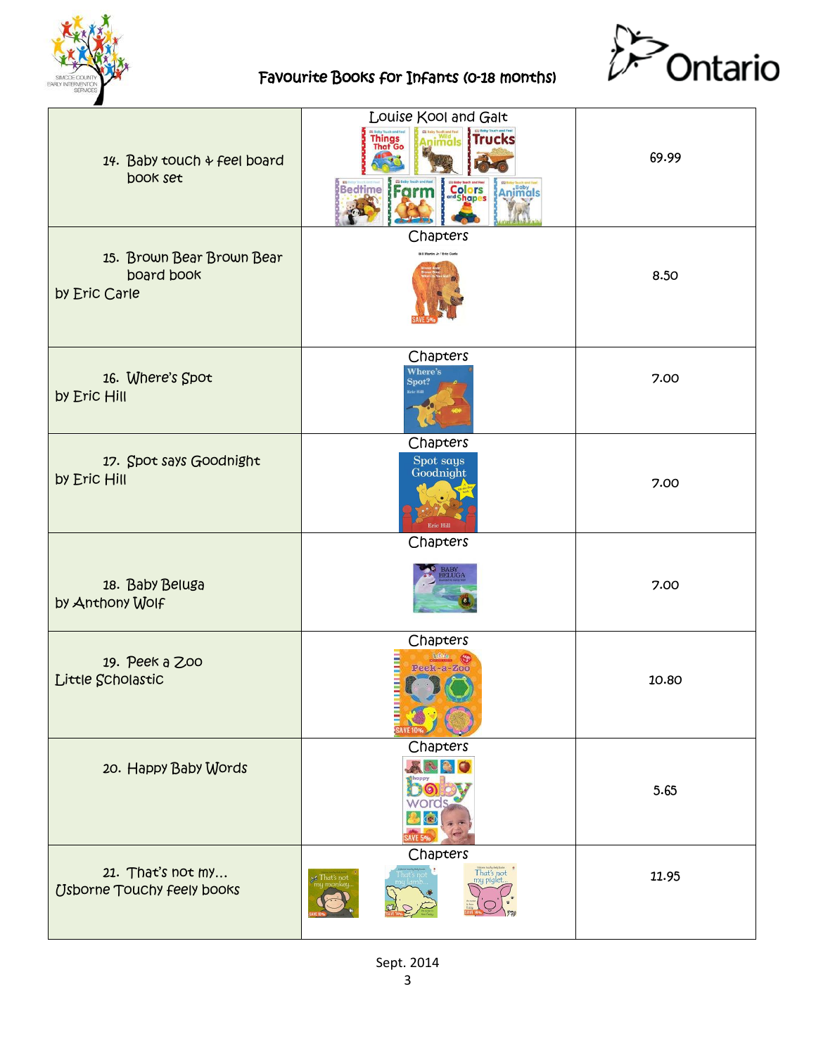# Favourite Books for Infants (0-18 months)

| | | |
|---|---|---|
| 14. Baby touch & feel board book set | Louise Kool and Galt | 69.99 |
| 15. Brown Bear Brown Bear board book by Eric Carle | Chapters | 8.50 |
| 16. Where's Spot by Eric Hill | Chapters | 7.00 |
| 17. Spot says Goodnight by Eric Hill | Chapters | 7.00 |
| 18. Baby Beluga by Anthony Wolf | Chapters | 7.00 |
| 19. Peek a Zoo Little Scholastic | Chapters | 10.80 |
| 20. Happy Baby Words | Chapters | 5.65 |
| 21. That's not my… Usborne Touchy feely books | Chapters | 11.95 |

Sept. 2014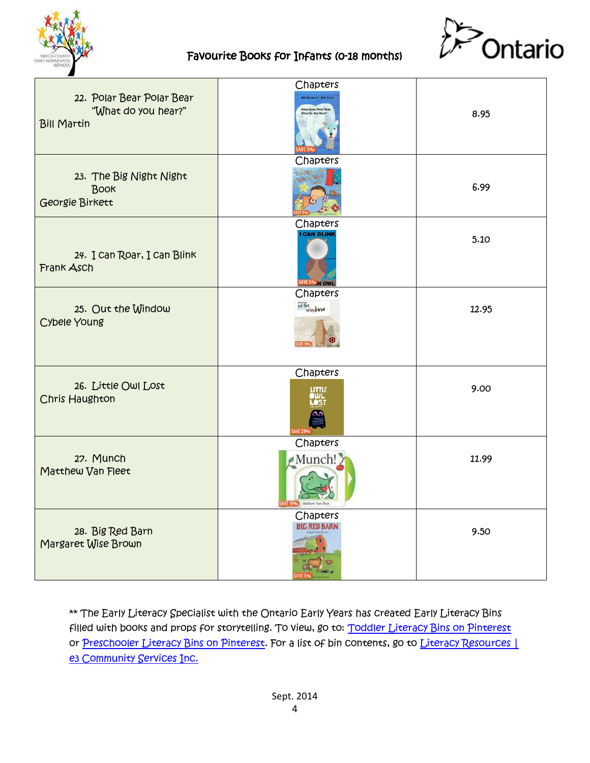Favourite Books for Infants (0-18 months)

| | | |
|---|---|---|
| 22. Polar Bear Polar Bear "What do you hear?" Bill Martin | Chapters | 8.95 |
| 23. The Big Night Night Book Georgie Birkett | Chapters | 6.99 |
| 24. I can Roar, I can Blink Frank Asch | Chapters | 5.10 |
| 25. Out the Window Cybele Young | Chapters | 12.95 |
| 26. Little Owl Lost Chris Haughton | Chapters | 9.00 |
| 27. Munch Matthew Van Fleet | Chapters | 11.99 |
| 28. Big Red Barn Margaret Wise Brown | Chapters | 9.50 |

** The Early Literacy Specialist with the Ontario Early Years has created Early Literacy Bins filled with books and props for storytelling. To view, go to: Toddler Literacy Bins on Pinterest or Preschooler Literacy Bins on Pinterest. For a list of bin contents, go to Literacy Resources | e3 Community Services Inc.

Sept. 2014